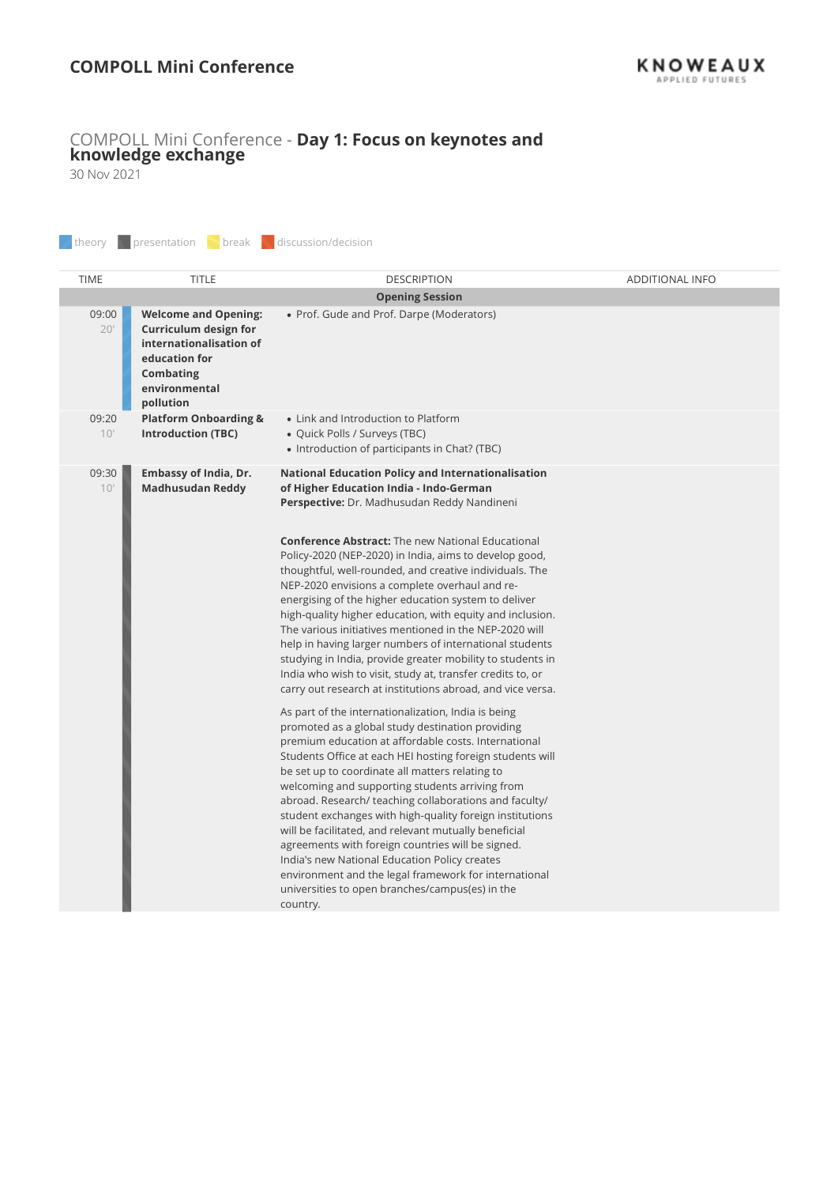# COMPOLL Mini Conference

## COMPOLL Mini Conference - **Day 1: Focus on keynotes and knowledge exchange**

30 Nov 2021

theory | presentation | break | discussion/decision

| TIME | TITLE | DESCRIPTION | ADDITIONAL INFO |
|---|---|---|---|
| | | **Opening Session** | |
| 09:00<br>20' | **Welcome and Opening: Curriculum design for internationalisation of education for Combating environmental pollution** | • Prof. Gude and Prof. Darpe (Moderators) | |
| 09:20<br>10' | **Platform Onboarding & Introduction (TBC)** | • Link and Introduction to Platform<br>• Quick Polls / Surveys (TBC)<br>• Introduction of participants in Chat? (TBC) | |
| 09:30<br>10' | **Embassy of India, Dr. Madhusudan Reddy** | **National Education Policy and Internationalisation of Higher Education India - Indo-German Perspective:** Dr. Madhusudan Reddy Nandineni<br><br>**Conference Abstract:** The new National Educational Policy-2020 (NEP-2020) in India, aims to develop good, thoughtful, well-rounded, and creative individuals. The NEP-2020 envisions a complete overhaul and re-energising of the higher education system to deliver high-quality higher education, with equity and inclusion. The various initiatives mentioned in the NEP-2020 will help in having larger numbers of international students studying in India, provide greater mobility to students in India who wish to visit, study at, transfer credits to, or carry out research at institutions abroad, and vice versa.<br><br>As part of the internationalization, India is being promoted as a global study destination providing premium education at affordable costs. International Students Office at each HEI hosting foreign students will be set up to coordinate all matters relating to welcoming and supporting students arriving from abroad. Research/ teaching collaborations and faculty/ student exchanges with high-quality foreign institutions will be facilitated, and relevant mutually beneficial agreements with foreign countries will be signed. India's new National Education Policy creates environment and the legal framework for international universities to open branches/campus(es) in the country. | |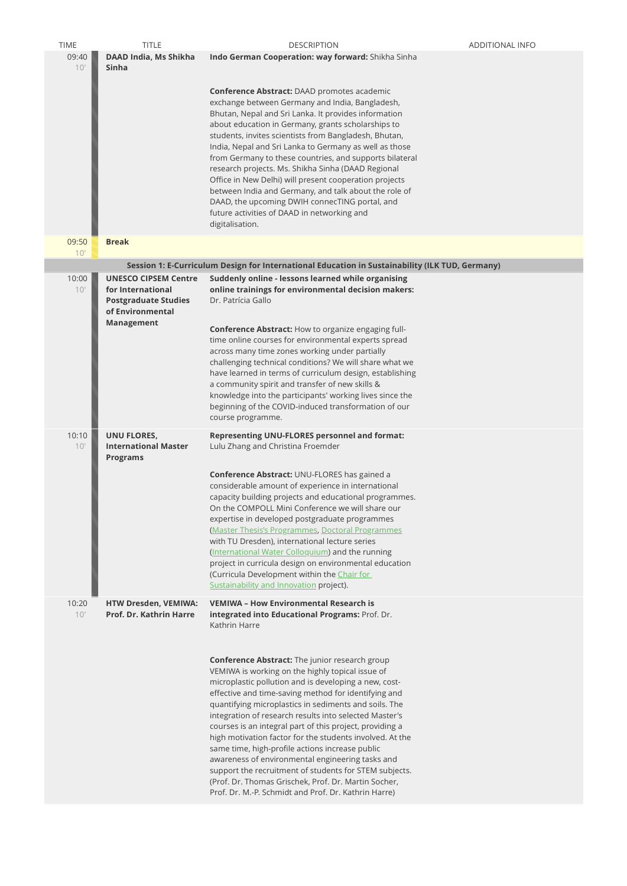| TIME | TITLE | DESCRIPTION | ADDITIONAL INFO |
|---|---|---|---|
| 09:40 10' | **DAAD India, Ms Shikha Sinha** | **Indo German Cooperation: way forward:** Shikha Sinha<br><br>**Conference Abstract:** DAAD promotes academic exchange between Germany and India, Bangladesh, Bhutan, Nepal and Sri Lanka. It provides information about education in Germany, grants scholarships to students, invites scientists from Bangladesh, Bhutan, India, Nepal and Sri Lanka to Germany as well as those from Germany to these countries, and supports bilateral research projects. Ms. Shikha Sinha (DAAD Regional Office in New Delhi) will present cooperation projects between India and Germany, and talk about the role of DAAD, the upcoming DWIH connecTING portal, and future activities of DAAD in networking and digitalisation. | |
| 09:50 10' | **Break** | | |
| | | **Session 1: E-Curriculum Design for International Education in Sustainability (ILK TUD, Germany)** | |
| 10:00 10' | **UNESCO CIPSEM Centre for International Postgraduate Studies of Environmental Management** | **Suddenly online - lessons learned while organising online trainings for environmental decision makers:** Dr. Patrícia Gallo<br><br>**Conference Abstract:** How to organize engaging full-time online courses for environmental experts spread across many time zones working under partially challenging technical conditions? We will share what we have learned in terms of curriculum design, establishing a community spirit and transfer of new skills & knowledge into the participants' working lives since the beginning of the COVID-induced transformation of our course programme. | |
| 10:10 10' | **UNU FLORES, International Master Programs** | **Representing UNU-FLORES personnel and format:** Lulu Zhang and Christina Froemder<br><br>**Conference Abstract:** UNU-FLORES has gained a considerable amount of experience in international capacity building projects and educational programmes. On the COMPOLL Mini Conference we will share our expertise in developed postgraduate programmes (Master Thesis's Programmes, Doctoral Programmes with TU Dresden), international lecture series (International Water Colloquium) and the running project in curricula design on environmental education (Curricula Development within the Chair for Sustainability and Innovation project). | |
| 10:20 10' | **HTW Dresden, VEMIWA: Prof. Dr. Kathrin Harre** | **VEMIWA – How Environmental Research is integrated into Educational Programs:** Prof. Dr. Kathrin Harre<br><br>**Conference Abstract:** The junior research group VEMIWA is working on the highly topical issue of microplastic pollution and is developing a new, cost-effective and time-saving method for identifying and quantifying microplastics in sediments and soils. The integration of research results into selected Master's courses is an integral part of this project, providing a high motivation factor for the students involved. At the same time, high-profile actions increase public awareness of environmental engineering tasks and support the recruitment of students for STEM subjects. (Prof. Dr. Thomas Grischek, Prof. Dr. Martin Socher, Prof. Dr. M.-P. Schmidt and Prof. Dr. Kathrin Harre) | |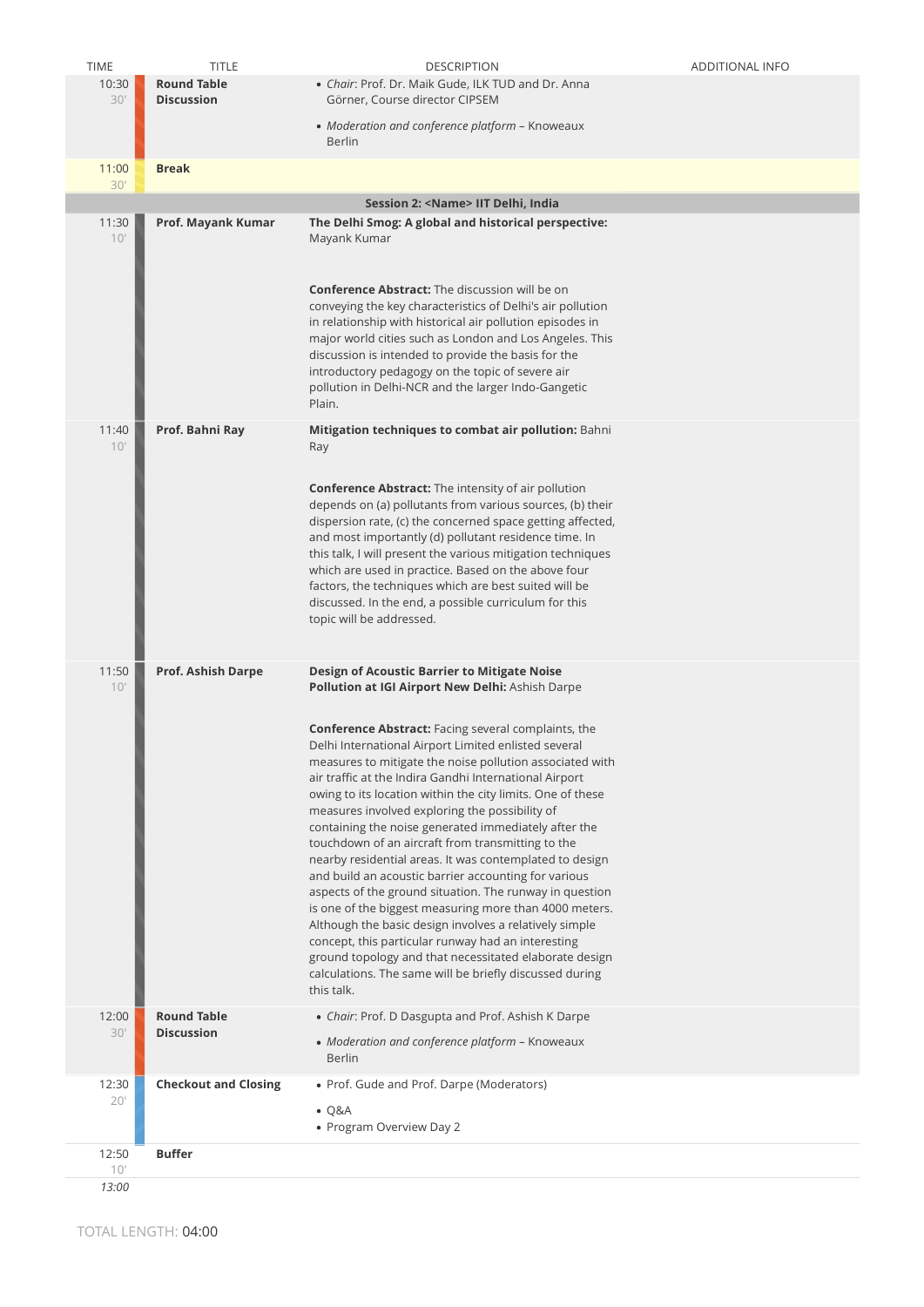| TIME | TITLE | DESCRIPTION | ADDITIONAL INFO |
| --- | --- | --- | --- |
| 10:30<br>30' | **Round Table Discussion** | • *Chair*: Prof. Dr. Maik Gude, ILK TUD and Dr. Anna Görner, Course director CIPSEM<br>• *Moderation and conference platform* – Knoweaux Berlin | |
| 11:00<br>30' | **Break** | | |
| | | **Session 2: <Name> IIT Delhi, India** | |
| 11:30<br>10' | **Prof. Mayank Kumar** | **The Delhi Smog: A global and historical perspective:** Mayank Kumar<br><br>**Conference Abstract:** The discussion will be on conveying the key characteristics of Delhi's air pollution in relationship with historical air pollution episodes in major world cities such as London and Los Angeles. This discussion is intended to provide the basis for the introductory pedagogy on the topic of severe air pollution in Delhi-NCR and the larger Indo-Gangetic Plain. | |
| 11:40<br>10' | **Prof. Bahni Ray** | **Mitigation techniques to combat air pollution:** Bahni Ray<br><br>**Conference Abstract:** The intensity of air pollution depends on (a) pollutants from various sources, (b) their dispersion rate, (c) the concerned space getting affected, and most importantly (d) pollutant residence time. In this talk, I will present the various mitigation techniques which are used in practice. Based on the above four factors, the techniques which are best suited will be discussed. In the end, a possible curriculum for this topic will be addressed. | |
| 11:50<br>10' | **Prof. Ashish Darpe** | **Design of Acoustic Barrier to Mitigate Noise Pollution at IGI Airport New Delhi:** Ashish Darpe<br><br>**Conference Abstract:** Facing several complaints, the Delhi International Airport Limited enlisted several measures to mitigate the noise pollution associated with air traffic at the Indira Gandhi International Airport owing to its location within the city limits. One of these measures involved exploring the possibility of containing the noise generated immediately after the touchdown of an aircraft from transmitting to the nearby residential areas. It was contemplated to design and build an acoustic barrier accounting for various aspects of the ground situation. The runway in question is one of the biggest measuring more than 4000 meters. Although the basic design involves a relatively simple concept, this particular runway had an interesting ground topology and that necessitated elaborate design calculations. The same will be briefly discussed during this talk. | |
| 12:00<br>30' | **Round Table Discussion** | • *Chair*: Prof. D Dasgupta and Prof. Ashish K Darpe<br>• *Moderation and conference platform* – Knoweaux Berlin | |
| 12:30<br>20' | **Checkout and Closing** | • Prof. Gude and Prof. Darpe (Moderators)<br>• Q&A<br>• Program Overview Day 2 | |
| 12:50<br>10' | **Buffer** | | |
| *13:00* | | | |

TOTAL LENGTH: 04:00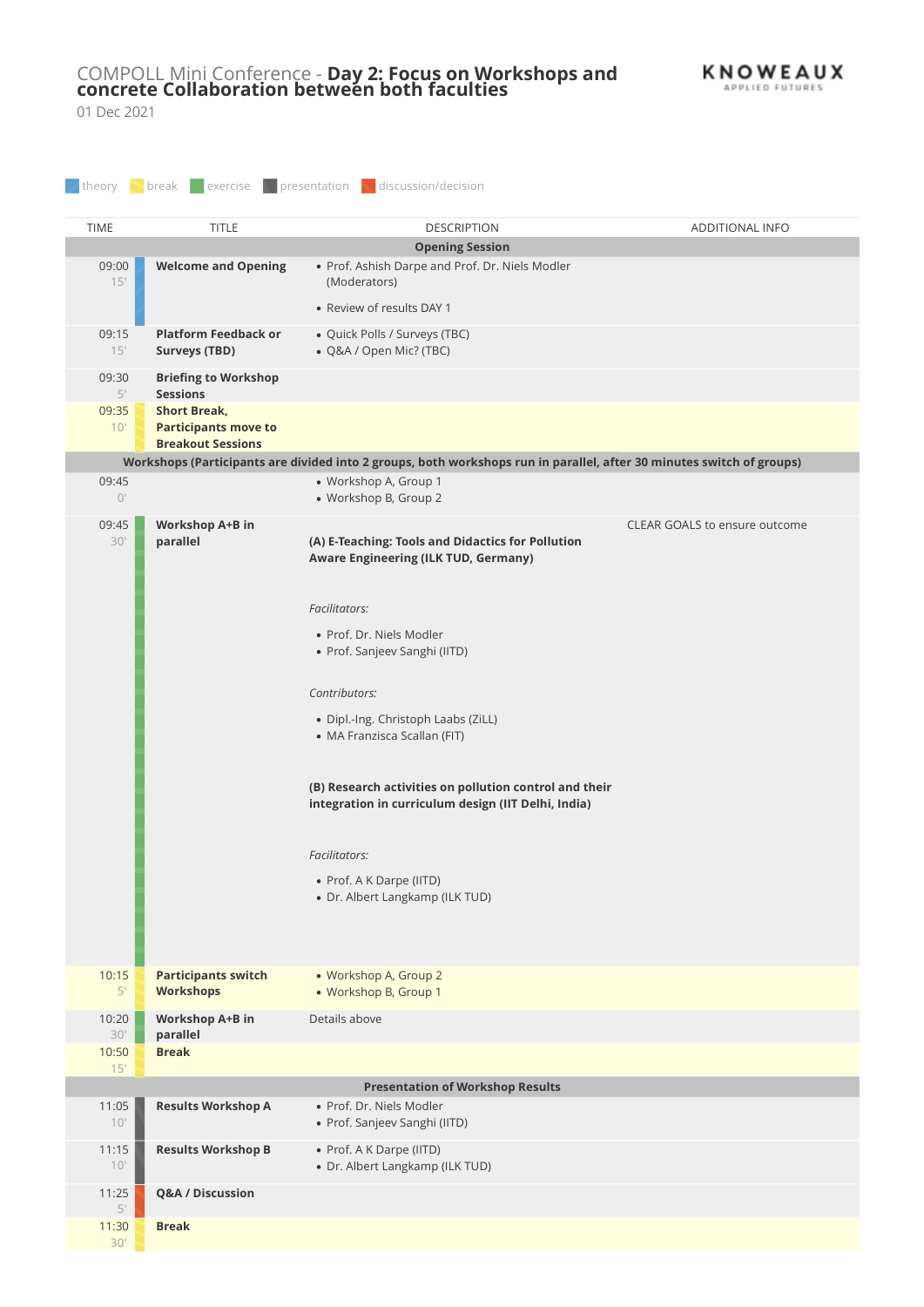# COMPOLL Mini Conference - **Day 2: Focus on Workshops and concrete Collaboration between both faculties**

01 Dec 2021

KNOWEAUX APPLIED FUTURES

theory | break | exercise | presentation | discussion/decision

| TIME | TITLE | DESCRIPTION | ADDITIONAL INFO |
|---|---|---|---|
| | | **Opening Session** | |
| 09:00 15' | **Welcome and Opening** | • Prof. Ashish Darpe and Prof. Dr. Niels Modler (Moderators)<br>• Review of results DAY 1 | |
| 09:15 15' | **Platform Feedback or Surveys (TBD)** | • Quick Polls / Surveys (TBC)<br>• Q&A / Open Mic? (TBC) | |
| 09:30 5' | **Briefing to Workshop Sessions** | | |
| 09:35 10' | **Short Break, Participants move to Breakout Sessions** | | |
| | | **Workshops (Participants are divided into 2 groups, both workshops run in parallel, after 30 minutes switch of groups)** | |
| 09:45 0' | | • Workshop A, Group 1<br>• Workshop B, Group 2 | |
| 09:45 30' | **Workshop A+B in parallel** | **(A) E-Teaching: Tools and Didactics for Pollution Aware Engineering (ILK TUD, Germany)**<br>*Facilitators:*<br>• Prof. Dr. Niels Modler<br>• Prof. Sanjeev Sanghi (IITD)<br>*Contributors:*<br>• Dipl.-Ing. Christoph Laabs (ZiLL)<br>• MA Franzisca Scallan (FIT)<br>**(B) Research activities on pollution control and their integration in curriculum design (IIT Delhi, India)**<br>*Facilitators:*<br>• Prof. A K Darpe (IITD)<br>• Dr. Albert Langkamp (ILK TUD) | CLEAR GOALS to ensure outcome |
| 10:15 5' | **Participants switch Workshops** | • Workshop A, Group 2<br>• Workshop B, Group 1 | |
| 10:20 30' | **Workshop A+B in parallel** | Details above | |
| 10:50 15' | **Break** | | |
| | | **Presentation of Workshop Results** | |
| 11:05 10' | **Results Workshop A** | • Prof. Dr. Niels Modler<br>• Prof. Sanjeev Sanghi (IITD) | |
| 11:15 10' | **Results Workshop B** | • Prof. A K Darpe (IITD)<br>• Dr. Albert Langkamp (ILK TUD) | |
| 11:25 5' | **Q&A / Discussion** | | |
| 11:30 30' | **Break** | | |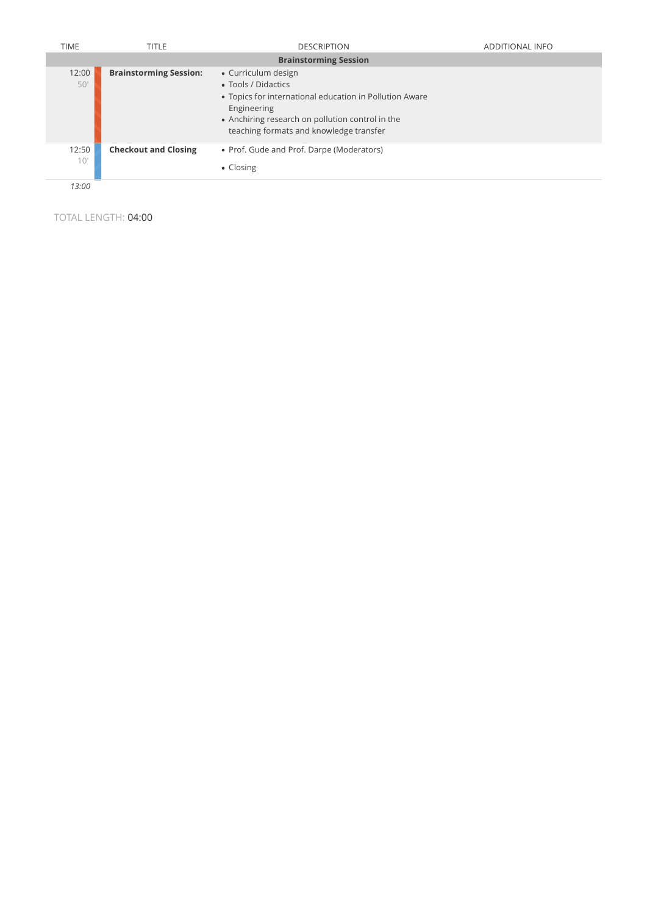| TIME | TITLE | DESCRIPTION | ADDITIONAL INFO |
| --- | --- | --- | --- |
| | | **Brainstorming Session** | |
| 12:00<br>50' | **Brainstorming Session:** | • Curriculum design<br>• Tools / Didactics<br>• Topics for international education in Pollution Aware Engineering<br>• Anchiring research on pollution control in the teaching formats and knowledge transfer | |
| 12:50<br>10' | **Checkout and Closing** | • Prof. Gude and Prof. Darpe (Moderators)<br>• Closing | |
| *13:00* | | | |

TOTAL LENGTH: 04:00